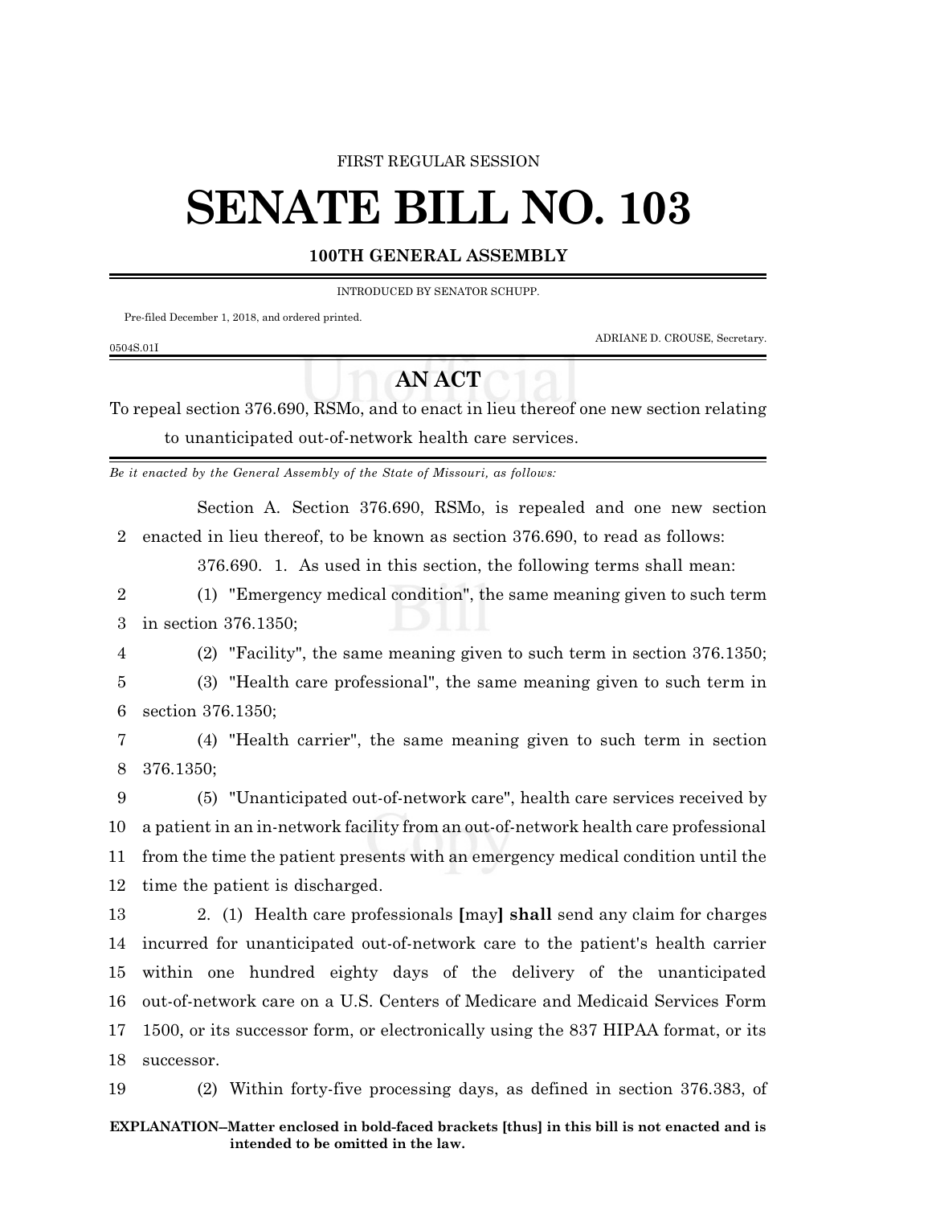FIRST REGULAR SESSION

# SENATE BILL NO. 103

## 100TH GENERAL ASSEMBLY

INTRODUCED BY SENATOR SCHUPP.

Pre-filed December 1, 2018, and ordered printed.

ADRIANE D. CROUSE, Secretary.

0504S.01I

## AN ACT

To repeal section 376.690, RSMo, and to enact in lieu thereof one new section relating to unanticipated out-of-network health care services.

*Be it enacted by the General Assembly of the State of Missouri, as follows:*

Section A. Section 376.690, RSMo, is repealed and one new section enacted in lieu thereof, to be known as section 376.690, to read as follows:

376.690. 1. As used in this section, the following terms shall mean:

(1) "Emergency medical condition", the same meaning given to such term in section 376.1350;

(2) "Facility", the same meaning given to such term in section 376.1350;

(3) "Health care professional", the same meaning given to such term in section 376.1350;

(4) "Health carrier", the same meaning given to such term in section 376.1350;

(5) "Unanticipated out-of-network care", health care services received by a patient in an in-network facility from an out-of-network health care professional from the time the patient presents with an emergency medical condition until the time the patient is discharged.

2. (1) Health care professionals **[**may**]** **shall** send any claim for charges incurred for unanticipated out-of-network care to the patient's health carrier within one hundred eighty days of the delivery of the unanticipated out-of-network care on a U.S. Centers of Medicare and Medicaid Services Form 1500, or its successor form, or electronically using the 837 HIPAA format, or its successor.

(2) Within forty-five processing days, as defined in section 376.383, of

**EXPLANATION–Matter enclosed in bold-faced brackets [thus] in this bill is not enacted and is intended to be omitted in the law.**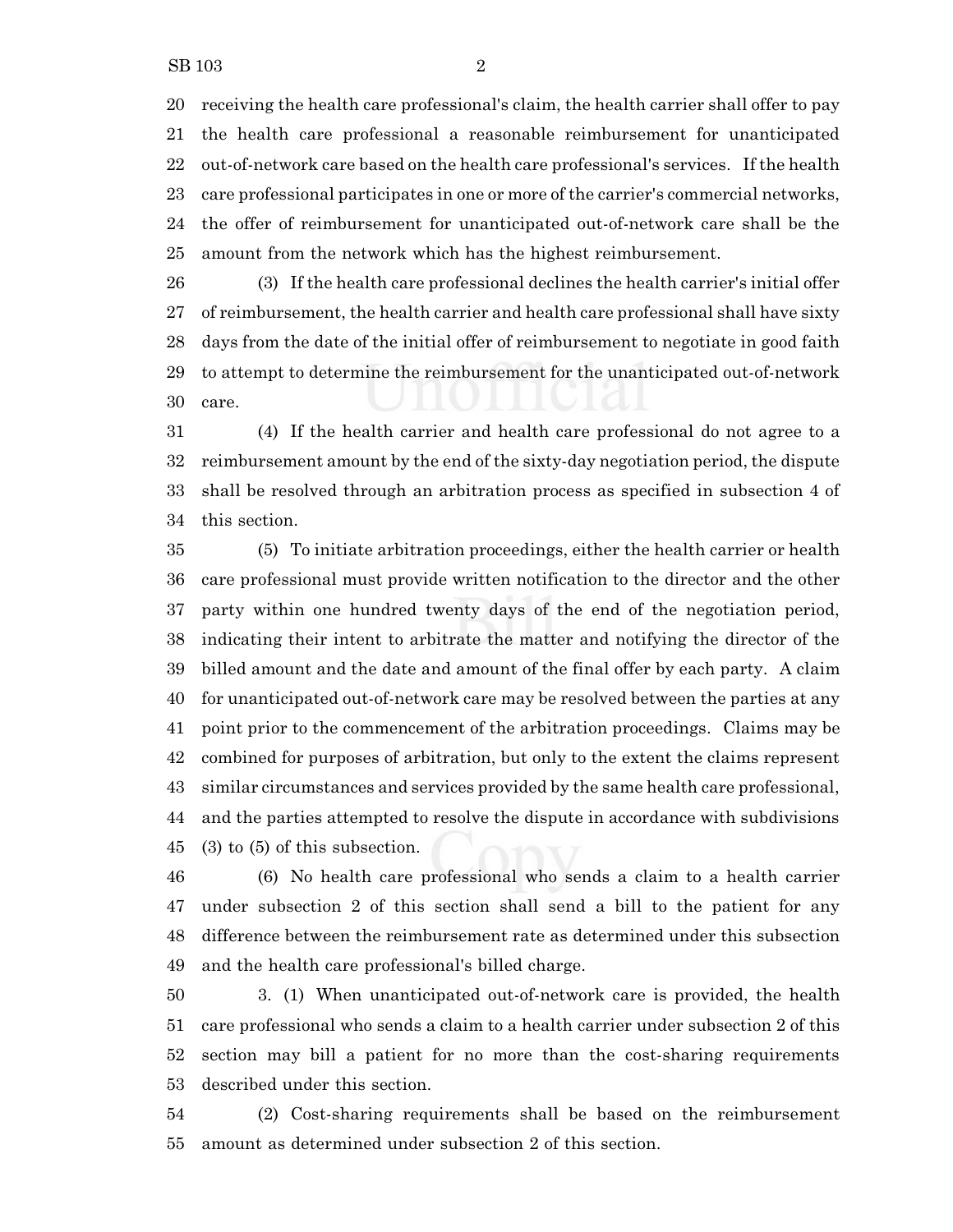receiving the health care professional's claim, the health carrier shall offer to pay the health care professional a reasonable reimbursement for unanticipated out-of-network care based on the health care professional's services. If the health care professional participates in one or more of the carrier's commercial networks, the offer of reimbursement for unanticipated out-of-network care shall be the amount from the network which has the highest reimbursement.

(3) If the health care professional declines the health carrier's initial offer of reimbursement, the health carrier and health care professional shall have sixty days from the date of the initial offer of reimbursement to negotiate in good faith to attempt to determine the reimbursement for the unanticipated out-of-network care.

(4) If the health carrier and health care professional do not agree to a reimbursement amount by the end of the sixty-day negotiation period, the dispute shall be resolved through an arbitration process as specified in subsection 4 of this section.

(5) To initiate arbitration proceedings, either the health carrier or health care professional must provide written notification to the director and the other party within one hundred twenty days of the end of the negotiation period, indicating their intent to arbitrate the matter and notifying the director of the billed amount and the date and amount of the final offer by each party. A claim for unanticipated out-of-network care may be resolved between the parties at any point prior to the commencement of the arbitration proceedings. Claims may be combined for purposes of arbitration, but only to the extent the claims represent similar circumstances and services provided by the same health care professional, and the parties attempted to resolve the dispute in accordance with subdivisions (3) to (5) of this subsection.

(6) No health care professional who sends a claim to a health carrier under subsection 2 of this section shall send a bill to the patient for any difference between the reimbursement rate as determined under this subsection and the health care professional's billed charge.

3. (1) When unanticipated out-of-network care is provided, the health care professional who sends a claim to a health carrier under subsection 2 of this section may bill a patient for no more than the cost-sharing requirements described under this section.

(2) Cost-sharing requirements shall be based on the reimbursement amount as determined under subsection 2 of this section.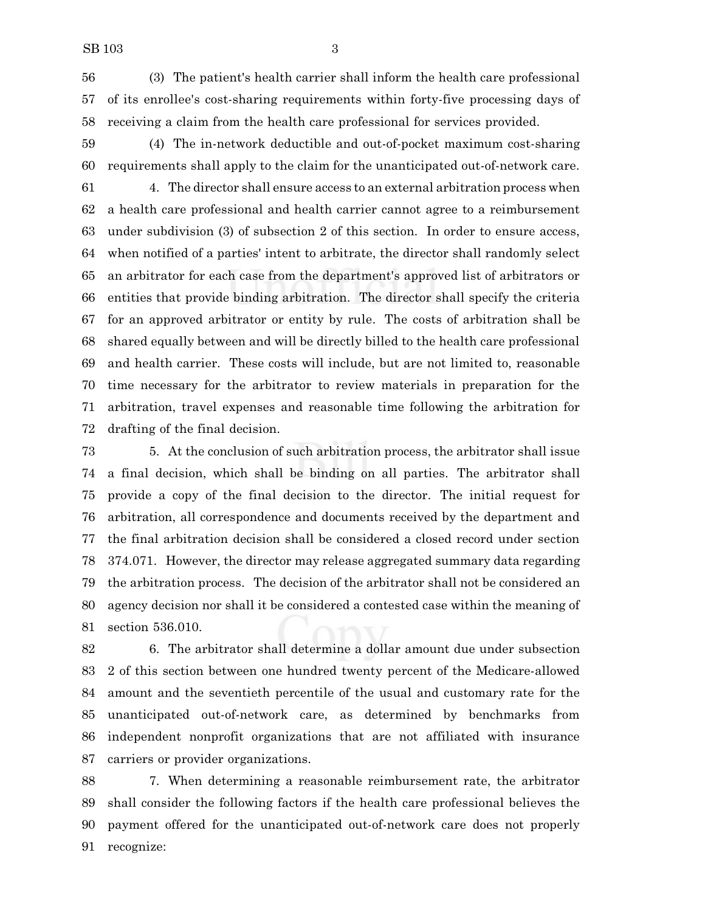(3) The patient's health carrier shall inform the health care professional of its enrollee's cost-sharing requirements within forty-five processing days of receiving a claim from the health care professional for services provided.

(4) The in-network deductible and out-of-pocket maximum cost-sharing requirements shall apply to the claim for the unanticipated out-of-network care.

4. The director shall ensure access to an external arbitration process when a health care professional and health carrier cannot agree to a reimbursement under subdivision (3) of subsection 2 of this section. In order to ensure access, when notified of a parties' intent to arbitrate, the director shall randomly select an arbitrator for each case from the department's approved list of arbitrators or entities that provide binding arbitration. The director shall specify the criteria for an approved arbitrator or entity by rule. The costs of arbitration shall be shared equally between and will be directly billed to the health care professional and health carrier. These costs will include, but are not limited to, reasonable time necessary for the arbitrator to review materials in preparation for the arbitration, travel expenses and reasonable time following the arbitration for drafting of the final decision.

5. At the conclusion of such arbitration process, the arbitrator shall issue a final decision, which shall be binding on all parties. The arbitrator shall provide a copy of the final decision to the director. The initial request for arbitration, all correspondence and documents received by the department and the final arbitration decision shall be considered a closed record under section 374.071. However, the director may release aggregated summary data regarding the arbitration process. The decision of the arbitrator shall not be considered an agency decision nor shall it be considered a contested case within the meaning of section 536.010.

6. The arbitrator shall determine a dollar amount due under subsection 2 of this section between one hundred twenty percent of the Medicare-allowed amount and the seventieth percentile of the usual and customary rate for the unanticipated out-of-network care, as determined by benchmarks from independent nonprofit organizations that are not affiliated with insurance carriers or provider organizations.

7. When determining a reasonable reimbursement rate, the arbitrator shall consider the following factors if the health care professional believes the payment offered for the unanticipated out-of-network care does not properly recognize: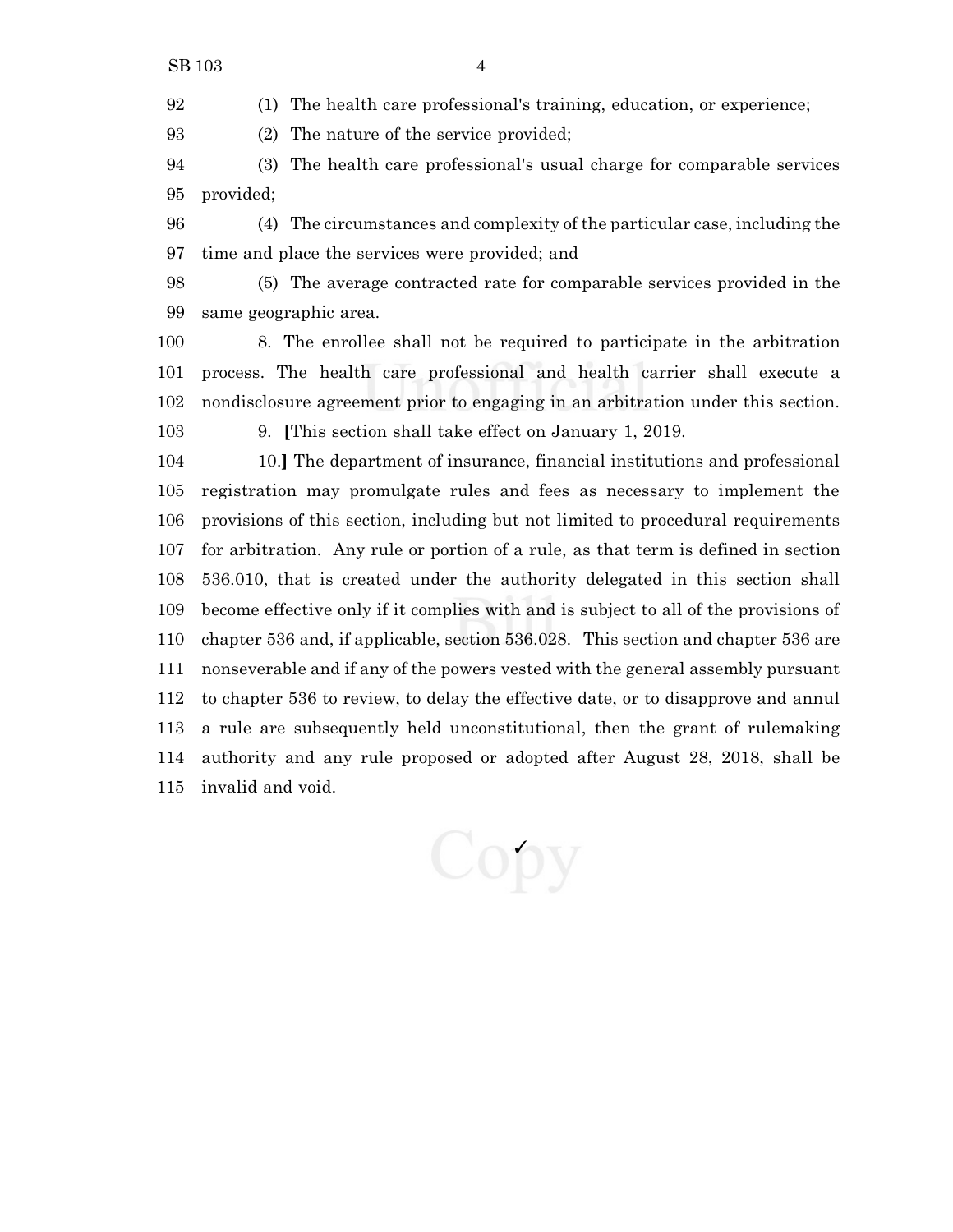(1) The health care professional's training, education, or experience;

(2) The nature of the service provided;

(3) The health care professional's usual charge for comparable services provided;

(4) The circumstances and complexity of the particular case, including the time and place the services were provided; and

(5) The average contracted rate for comparable services provided in the same geographic area.

8. The enrollee shall not be required to participate in the arbitration process. The health care professional and health carrier shall execute a nondisclosure agreement prior to engaging in an arbitration under this section.

9. **[**This section shall take effect on January 1, 2019.

10.**]** The department of insurance, financial institutions and professional registration may promulgate rules and fees as necessary to implement the provisions of this section, including but not limited to procedural requirements for arbitration. Any rule or portion of a rule, as that term is defined in section 536.010, that is created under the authority delegated in this section shall become effective only if it complies with and is subject to all of the provisions of chapter 536 and, if applicable, section 536.028. This section and chapter 536 are nonseverable and if any of the powers vested with the general assembly pursuant to chapter 536 to review, to delay the effective date, or to disapprove and annul a rule are subsequently held unconstitutional, then the grant of rulemaking authority and any rule proposed or adopted after August 28, 2018, shall be invalid and void.

✓